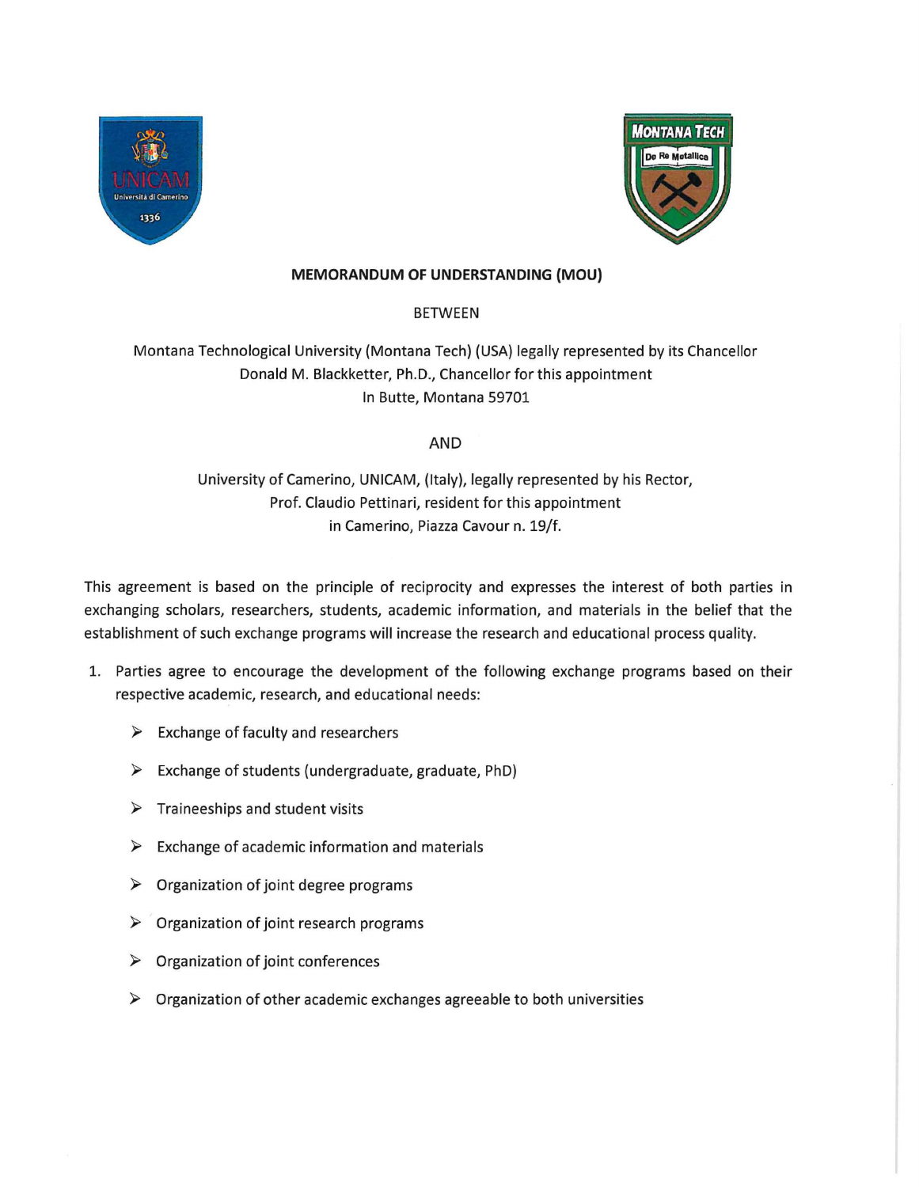**MEMORANDUM OF UNDERSTANDING (MOU)**

BETWEEN

Montana Technological University (Montana Tech) (USA) legally represented by its Chancellor
Donald M. Blackketter, Ph.D., Chancellor for this appointment
In Butte, Montana 59701

AND

University of Camerino, UNICAM, (Italy), legally represented by his Rector,
Prof. Claudio Pettinari, resident for this appointment
in Camerino, Piazza Cavour n. 19/f.

This agreement is based on the principle of reciprocity and expresses the interest of both parties in exchanging scholars, researchers, students, academic information, and materials in the belief that the establishment of such exchange programs will increase the research and educational process quality.

1. Parties agree to encourage the development of the following exchange programs based on their respective academic, research, and educational needs:

   - Exchange of faculty and researchers
   - Exchange of students (undergraduate, graduate, PhD)
   - Traineeships and student visits
   - Exchange of academic information and materials
   - Organization of joint degree programs
   - Organization of joint research programs
   - Organization of joint conferences
   - Organization of other academic exchanges agreeable to both universities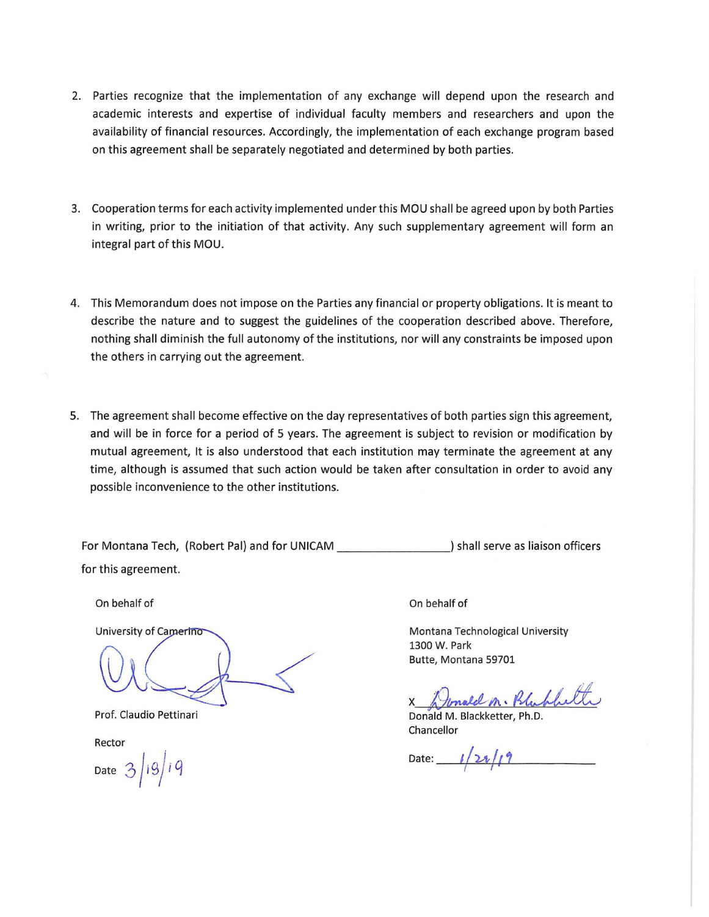2. Parties recognize that the implementation of any exchange will depend upon the research and academic interests and expertise of individual faculty members and researchers and upon the availability of financial resources. Accordingly, the implementation of each exchange program based on this agreement shall be separately negotiated and determined by both parties.

3. Cooperation terms for each activity implemented under this MOU shall be agreed upon by both Parties in writing, prior to the initiation of that activity. Any such supplementary agreement will form an integral part of this MOU.

4. This Memorandum does not impose on the Parties any financial or property obligations. It is meant to describe the nature and to suggest the guidelines of the cooperation described above. Therefore, nothing shall diminish the full autonomy of the institutions, nor will any constraints be imposed upon the others in carrying out the agreement.

5. The agreement shall become effective on the day representatives of both parties sign this agreement, and will be in force for a period of 5 years. The agreement is subject to revision or modification by mutual agreement, It is also understood that each institution may terminate the agreement at any time, although is assumed that such action would be taken after consultation in order to avoid any possible inconvenience to the other institutions.

For Montana Tech, (Robert Pal) and for UNICAM \_\_\_\_\_\_\_\_\_\_\_\_\_\_\_\_) shall serve as liaison officers for this agreement.

On behalf of

University of Camerino

Prof. Claudio Pettinari

Rector

Date 3/19/19

On behalf of

Montana Technological University
1300 W. Park
Butte, Montana 59701

X Donald M. Blackketter

Donald M. Blackketter, Ph.D.
Chancellor

Date: 1/24/19